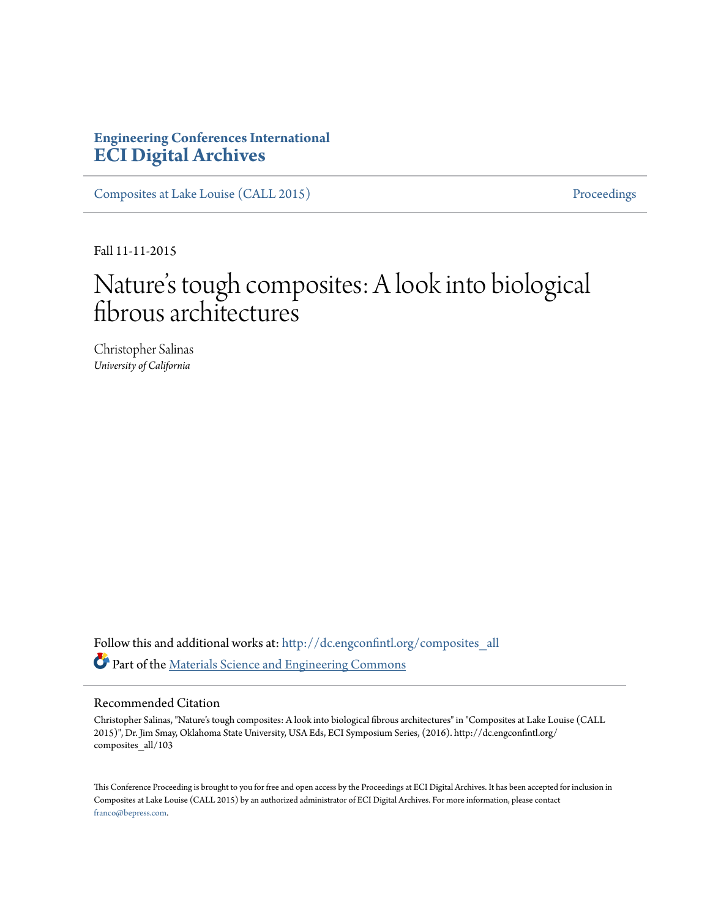**Engineering Conferences International**
**ECI Digital Archives**

Composites at Lake Louise (CALL 2015) Proceedings

Fall 11-11-2015

# Nature's tough composites: A look into biological fibrous architectures

Christopher Salinas
*University of California*

Follow this and additional works at: http://dc.engconfintl.org/composites_all

Part of the Materials Science and Engineering Commons

## Recommended Citation

Christopher Salinas, "Nature's tough composites: A look into biological fibrous architectures" in "Composites at Lake Louise (CALL 2015)", Dr. Jim Smay, Oklahoma State University, USA Eds, ECI Symposium Series, (2016). http://dc.engconfintl.org/composites_all/103

This Conference Proceeding is brought to you for free and open access by the Proceedings at ECI Digital Archives. It has been accepted for inclusion in Composites at Lake Louise (CALL 2015) by an authorized administrator of ECI Digital Archives. For more information, please contact franco@bepress.com.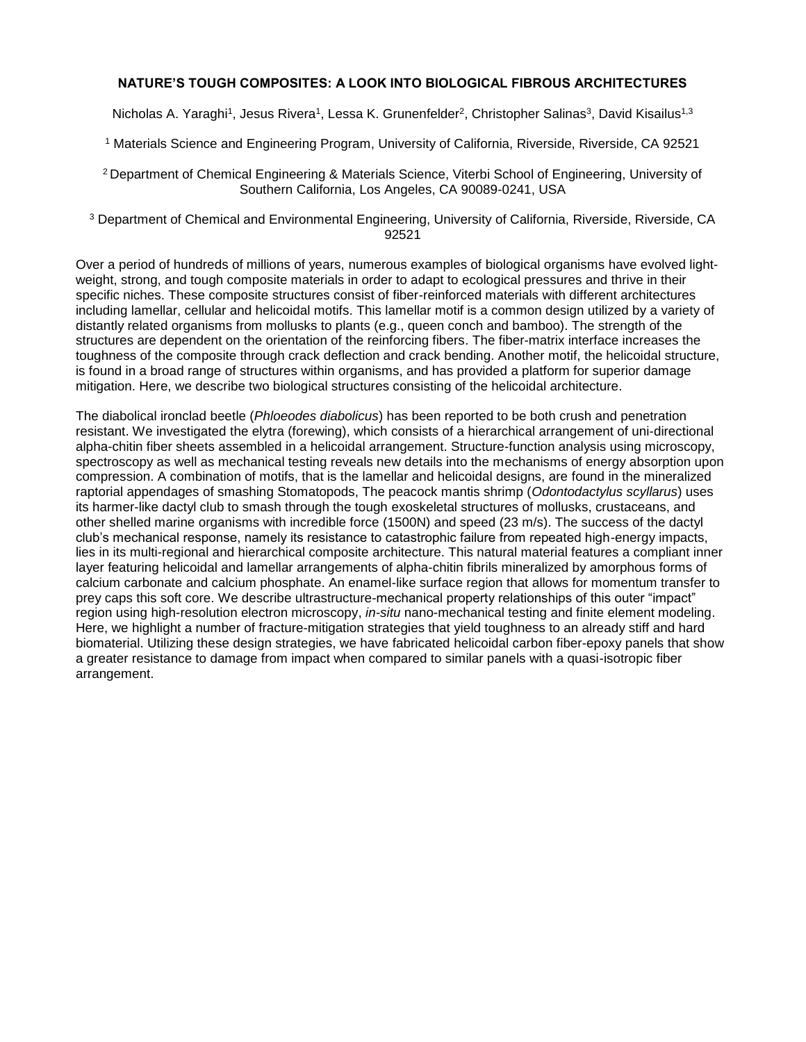**NATURE'S TOUGH COMPOSITES: A LOOK INTO BIOLOGICAL FIBROUS ARCHITECTURES**

Nicholas A. Yaraghi[1], Jesus Rivera[1], Lessa K. Grunenfelder[2], Christopher Salinas[3], David Kisailus[1,3]

[1] Materials Science and Engineering Program, University of California, Riverside, Riverside, CA 92521

[2] Department of Chemical Engineering & Materials Science, Viterbi School of Engineering, University of Southern California, Los Angeles, CA 90089-0241, USA

[3] Department of Chemical and Environmental Engineering, University of California, Riverside, Riverside, CA 92521

Over a period of hundreds of millions of years, numerous examples of biological organisms have evolved light-weight, strong, and tough composite materials in order to adapt to ecological pressures and thrive in their specific niches. These composite structures consist of fiber-reinforced materials with different architectures including lamellar, cellular and helicoidal motifs. This lamellar motif is a common design utilized by a variety of distantly related organisms from mollusks to plants (e.g., queen conch and bamboo). The strength of the structures are dependent on the orientation of the reinforcing fibers. The fiber-matrix interface increases the toughness of the composite through crack deflection and crack bending. Another motif, the helicoidal structure, is found in a broad range of structures within organisms, and has provided a platform for superior damage mitigation. Here, we describe two biological structures consisting of the helicoidal architecture.

The diabolical ironclad beetle (*Phloeodes diabolicus*) has been reported to be both crush and penetration resistant. We investigated the elytra (forewing), which consists of a hierarchical arrangement of uni-directional alpha-chitin fiber sheets assembled in a helicoidal arrangement. Structure-function analysis using microscopy, spectroscopy as well as mechanical testing reveals new details into the mechanisms of energy absorption upon compression. A combination of motifs, that is the lamellar and helicoidal designs, are found in the mineralized raptorial appendages of smashing Stomatopods, The peacock mantis shrimp (*Odontodactylus scyllarus*) uses its harmer-like dactyl club to smash through the tough exoskeletal structures of mollusks, crustaceans, and other shelled marine organisms with incredible force (1500N) and speed (23 m/s). The success of the dactyl club's mechanical response, namely its resistance to catastrophic failure from repeated high-energy impacts, lies in its multi-regional and hierarchical composite architecture. This natural material features a compliant inner layer featuring helicoidal and lamellar arrangements of alpha-chitin fibrils mineralized by amorphous forms of calcium carbonate and calcium phosphate. An enamel-like surface region that allows for momentum transfer to prey caps this soft core. We describe ultrastructure-mechanical property relationships of this outer "impact" region using high-resolution electron microscopy, *in-situ* nano-mechanical testing and finite element modeling. Here, we highlight a number of fracture-mitigation strategies that yield toughness to an already stiff and hard biomaterial. Utilizing these design strategies, we have fabricated helicoidal carbon fiber-epoxy panels that show a greater resistance to damage from impact when compared to similar panels with a quasi-isotropic fiber arrangement.